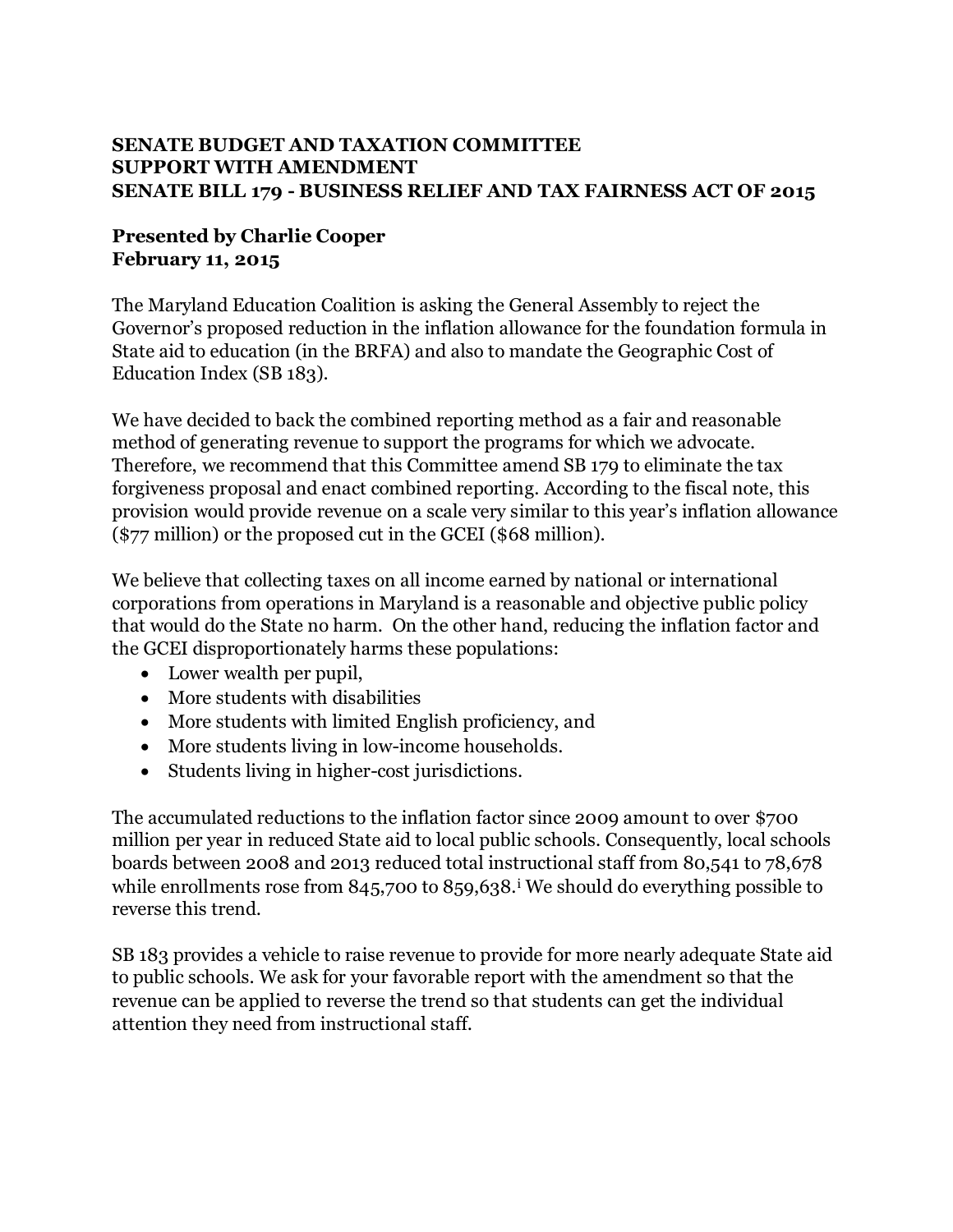**SENATE BUDGET AND TAXATION COMMITTEE**
**SUPPORT WITH AMENDMENT**
**SENATE BILL 179 - BUSINESS RELIEF AND TAX FAIRNESS ACT OF 2015**

**Presented by Charlie Cooper**
**February 11, 2015**

The Maryland Education Coalition is asking the General Assembly to reject the Governor's proposed reduction in the inflation allowance for the foundation formula in State aid to education (in the BRFA) and also to mandate the Geographic Cost of Education Index (SB 183).

We have decided to back the combined reporting method as a fair and reasonable method of generating revenue to support the programs for which we advocate. Therefore, we recommend that this Committee amend SB 179 to eliminate the tax forgiveness proposal and enact combined reporting. According to the fiscal note, this provision would provide revenue on a scale very similar to this year's inflation allowance ($77 million) or the proposed cut in the GCEI ($68 million).

We believe that collecting taxes on all income earned by national or international corporations from operations in Maryland is a reasonable and objective public policy that would do the State no harm. On the other hand, reducing the inflation factor and the GCEI disproportionately harms these populations:

- Lower wealth per pupil,
- More students with disabilities
- More students with limited English proficiency, and
- More students living in low-income households.
- Students living in higher-cost jurisdictions.

The accumulated reductions to the inflation factor since 2009 amount to over $700 million per year in reduced State aid to local public schools. Consequently, local schools boards between 2008 and 2013 reduced total instructional staff from 80,541 to 78,678 while enrollments rose from 845,700 to 859,638.[i] We should do everything possible to reverse this trend.

SB 183 provides a vehicle to raise revenue to provide for more nearly adequate State aid to public schools. We ask for your favorable report with the amendment so that the revenue can be applied to reverse the trend so that students can get the individual attention they need from instructional staff.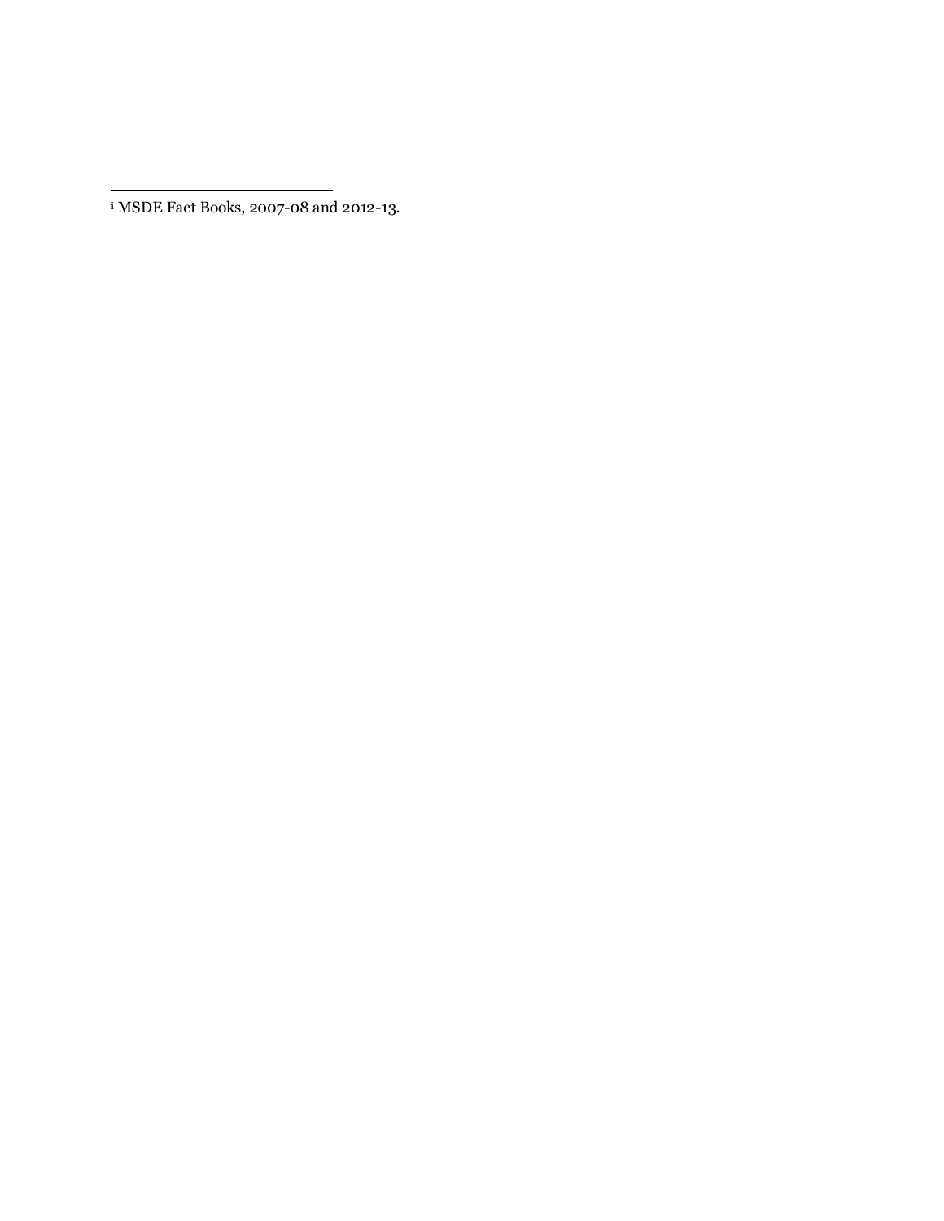[i] MSDE Fact Books, 2007-08 and 2012-13.